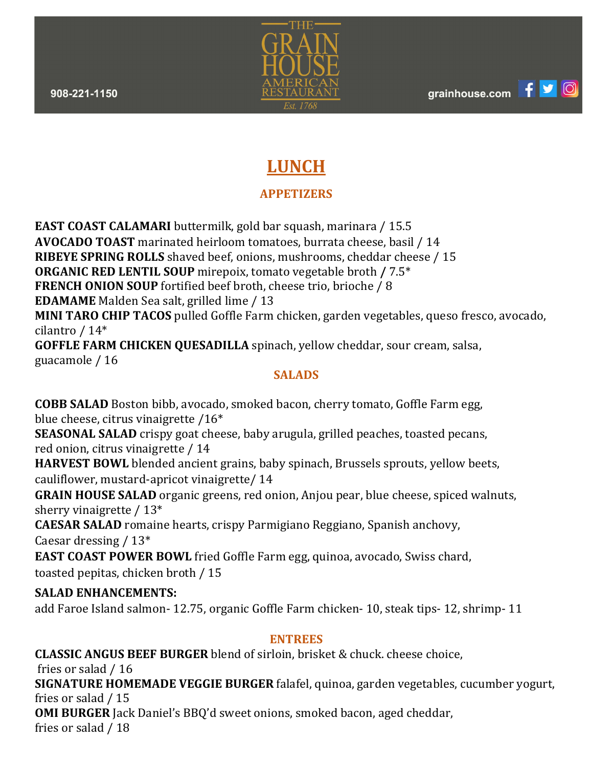908-221-1150

# THE GRAIN HOUSE AMERICAN RESTAURANT

*Est. 1768*

grainhouse.com

## LUNCH

### APPETIZERS

**EAST COAST CALAMARI** buttermilk, gold bar squash, marinara / 15.5
**AVOCADO TOAST** marinated heirloom tomatoes, burrata cheese, basil / 14
**RIBEYE SPRING ROLLS** shaved beef, onions, mushrooms, cheddar cheese / 15
**ORGANIC RED LENTIL SOUP** mirepoix, tomato vegetable broth / 7.5*
**FRENCH ONION SOUP** fortified beef broth, cheese trio, brioche / 8
**EDAMAME** Malden Sea salt, grilled lime / 13
**MINI TARO CHIP TACOS** pulled Goffle Farm chicken, garden vegetables, queso fresco, avocado, cilantro / 14*
**GOFFLE FARM CHICKEN QUESADILLA** spinach, yellow cheddar, sour cream, salsa, guacamole / 16

### SALADS

**COBB SALAD** Boston bibb, avocado, smoked bacon, cherry tomato, Goffle Farm egg, blue cheese, citrus vinaigrette /16*
**SEASONAL SALAD** crispy goat cheese, baby arugula, grilled peaches, toasted pecans, red onion, citrus vinaigrette / 14
**HARVEST BOWL** blended ancient grains, baby spinach, Brussels sprouts, yellow beets, cauliflower, mustard-apricot vinaigrette/ 14
**GRAIN HOUSE SALAD** organic greens, red onion, Anjou pear, blue cheese, spiced walnuts, sherry vinaigrette / 13*
**CAESAR SALAD** romaine hearts, crispy Parmigiano Reggiano, Spanish anchovy, Caesar dressing / 13*
**EAST COAST POWER BOWL** fried Goffle Farm egg, quinoa, avocado, Swiss chard, toasted pepitas, chicken broth / 15

**SALAD ENHANCEMENTS:**
add Faroe Island salmon- 12.75, organic Goffle Farm chicken- 10, steak tips- 12, shrimp- 11

### ENTREES

**CLASSIC ANGUS BEEF BURGER** blend of sirloin, brisket & chuck. cheese choice, fries or salad / 16
**SIGNATURE HOMEMADE VEGGIE BURGER** falafel, quinoa, garden vegetables, cucumber yogurt, fries or salad / 15
**OMI BURGER** Jack Daniel's BBQ'd sweet onions, smoked bacon, aged cheddar, fries or salad / 18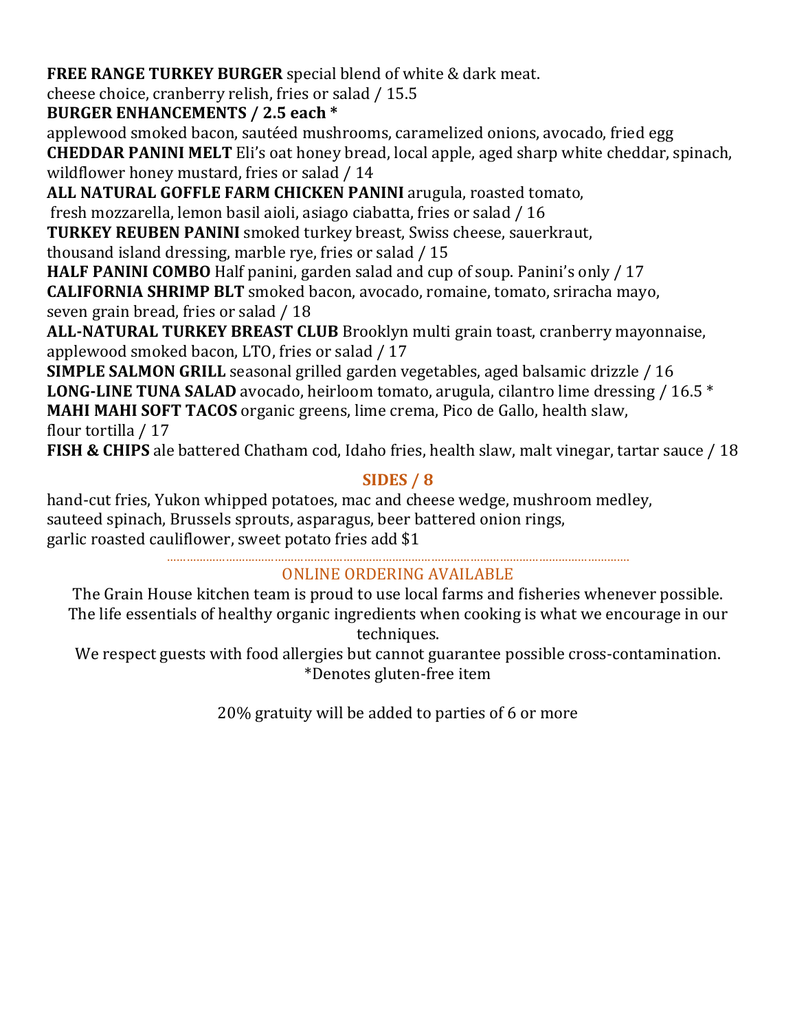**FREE RANGE TURKEY BURGER** special blend of white & dark meat.
cheese choice, cranberry relish, fries or salad / 15.5

**BURGER ENHANCEMENTS / 2.5 each ***
applewood smoked bacon, sautéed mushrooms, caramelized onions, avocado, fried egg

**CHEDDAR PANINI MELT** Eli's oat honey bread, local apple, aged sharp white cheddar, spinach, wildflower honey mustard, fries or salad / 14

**ALL NATURAL GOFFLE FARM CHICKEN PANINI** arugula, roasted tomato, fresh mozzarella, lemon basil aioli, asiago ciabatta, fries or salad / 16

**TURKEY REUBEN PANINI** smoked turkey breast, Swiss cheese, sauerkraut, thousand island dressing, marble rye, fries or salad / 15

**HALF PANINI COMBO** Half panini, garden salad and cup of soup. Panini's only / 17

**CALIFORNIA SHRIMP BLT** smoked bacon, avocado, romaine, tomato, sriracha mayo, seven grain bread, fries or salad / 18

**ALL-NATURAL TURKEY BREAST CLUB** Brooklyn multi grain toast, cranberry mayonnaise, applewood smoked bacon, LTO, fries or salad / 17

**SIMPLE SALMON GRILL** seasonal grilled garden vegetables, aged balsamic drizzle / 16

**LONG-LINE TUNA SALAD** avocado, heirloom tomato, arugula, cilantro lime dressing / 16.5 *

**MAHI MAHI SOFT TACOS** organic greens, lime crema, Pico de Gallo, health slaw, flour tortilla / 17

**FISH & CHIPS** ale battered Chatham cod, Idaho fries, health slaw, malt vinegar, tartar sauce / 18

## SIDES / 8

hand-cut fries, Yukon whipped potatoes, mac and cheese wedge, mushroom medley, sauteed spinach, Brussels sprouts, asparagus, beer battered onion rings, garlic roasted cauliflower, sweet potato fries add $1

ONLINE ORDERING AVAILABLE

The Grain House kitchen team is proud to use local farms and fisheries whenever possible. The life essentials of healthy organic ingredients when cooking is what we encourage in our techniques.

We respect guests with food allergies but cannot guarantee possible cross-contamination.
*Denotes gluten-free item

20% gratuity will be added to parties of 6 or more